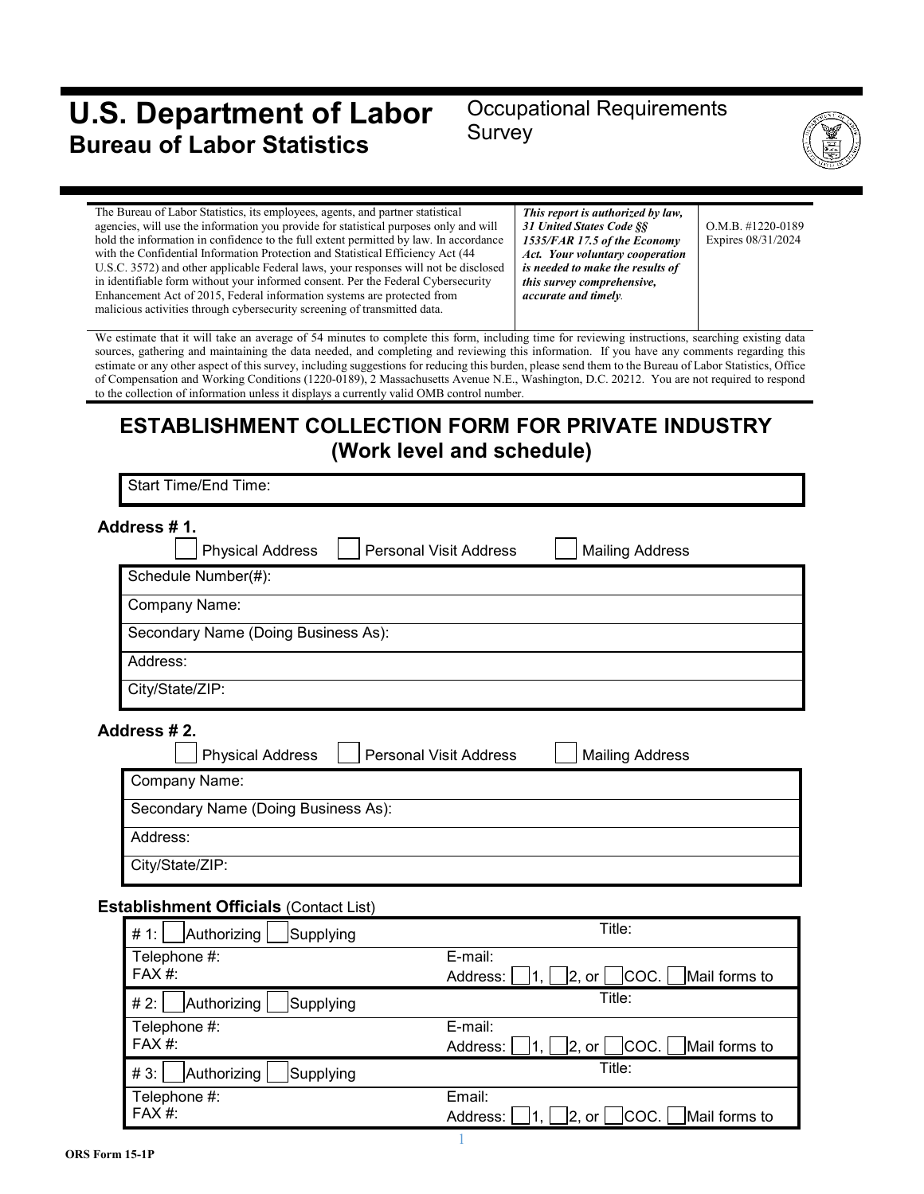# U.S. Department of Labor
## Bureau of Labor Statistics

Occupational Requirements Survey

| The Bureau of Labor Statistics, its employees, agents, and partner statistical agencies, will use the information you provide for statistical purposes only and will hold the information in confidence to the full extent permitted by law. In accordance with the Confidential Information Protection and Statistical Efficiency Act (44 U.S.C. 3572) and other applicable Federal laws, your responses will not be disclosed in identifiable form without your informed consent. Per the Federal Cybersecurity Enhancement Act of 2015, Federal information systems are protected from malicious activities through cybersecurity screening of transmitted data. | ***This report is authorized by law, 31 United States Code §§ 1535/FAR 17.5 of the Economy Act. Your voluntary cooperation is needed to make the results of this survey comprehensive, accurate and timely.*** | O.M.B. #1220-0189 Expires 08/31/2024 |
|---|---|---|

We estimate that it will take an average of 54 minutes to complete this form, including time for reviewing instructions, searching existing data sources, gathering and maintaining the data needed, and completing and reviewing this information. If you have any comments regarding this estimate or any other aspect of this survey, including suggestions for reducing this burden, please send them to the Bureau of Labor Statistics, Office of Compensation and Working Conditions (1220-0189), 2 Massachusetts Avenue N.E., Washington, D.C. 20212. You are not required to respond to the collection of information unless it displays a currently valid OMB control number.

# ESTABLISHMENT COLLECTION FORM FOR PRIVATE INDUSTRY (Work level and schedule)

| Start Time/End Time: |
|---|

**Address # 1.**

☐ Physical Address ☐ Personal Visit Address ☐ Mailing Address

| Schedule Number(#): |
|---|
| Company Name: |
| Secondary Name (Doing Business As): |
| Address: |
| City/State/ZIP: |

**Address # 2.**

☐ Physical Address ☐ Personal Visit Address ☐ Mailing Address

| Company Name: |
|---|
| Secondary Name (Doing Business As): |
| Address: |
| City/State/ZIP: |

**Establishment Officials** (Contact List)

| | |
|---|---|
| # 1: ☐ Authorizing ☐ Supplying | Title: |
| Telephone #:<br>FAX #: | E-mail:<br>Address: ☐ 1, ☐ 2, or ☐ COC. ☐ Mail forms to |
| # 2: ☐ Authorizing ☐ Supplying | Title: |
| Telephone #:<br>FAX #: | E-mail:<br>Address: ☐ 1, ☐ 2, or ☐ COC. ☐ Mail forms to |
| # 3: ☐ Authorizing ☐ Supplying | Title: |
| Telephone #:<br>FAX #: | Email:<br>Address: ☐ 1, ☐ 2, or ☐ COC. ☐ Mail forms to |

ORS Form 15-1P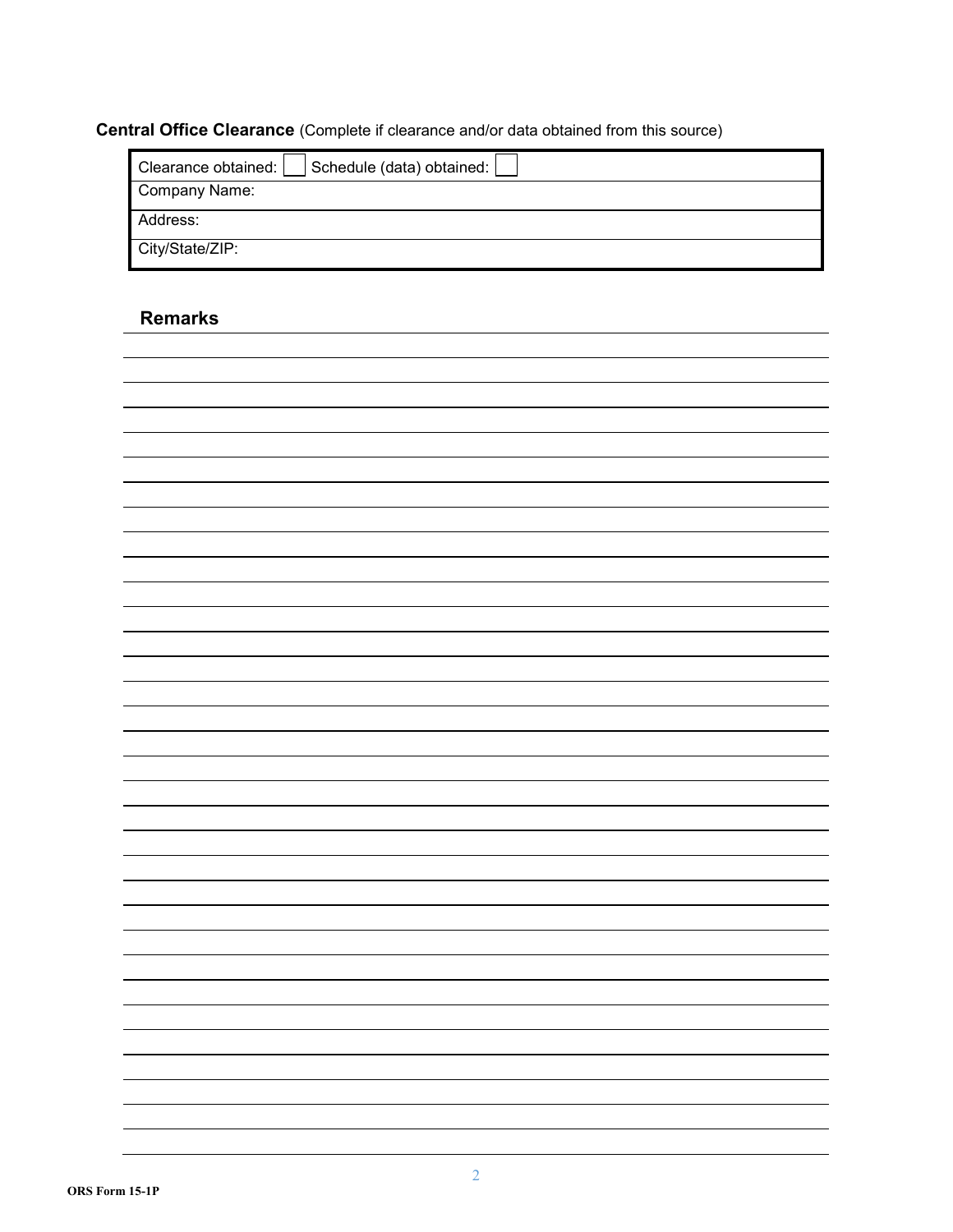**Central Office Clearance** (Complete if clearance and/or data obtained from this source)

| Clearance obtained: ☐ Schedule (data) obtained: ☐ |
|---|
| Company Name: |
| Address: |
| City/State/ZIP: |

## Remarks

ORS Form 15-1P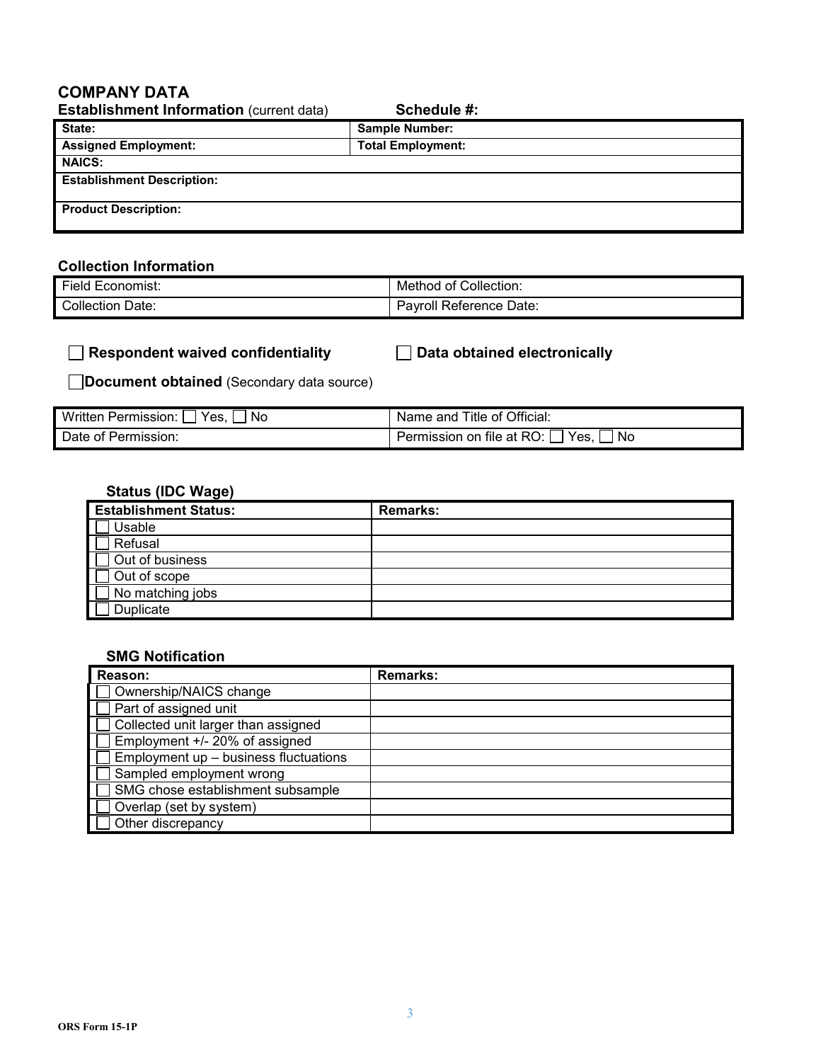## COMPANY DATA

**Establishment Information** (current data) **Schedule #:**

| **State:** | **Sample Number:** |
|---|---|
| **Assigned Employment:** | **Total Employment:** |
| **NAICS:** | |
| **Establishment Description:** | |
| **Product Description:** | |

### Collection Information

| Field Economist: | Method of Collection: |
|---|---|
| Collection Date: | Payroll Reference Date: |

☐ **Respondent waived confidentiality** ☐ **Data obtained electronically**

☐ **Document obtained** (Secondary data source)

| Written Permission: ☐ Yes, ☐ No | Name and Title of Official: |
|---|---|
| Date of Permission: | Permission on file at RO: ☐ Yes, ☐ No |

### Status (IDC Wage)

| **Establishment Status:** | **Remarks:** |
|---|---|
| ☐ Usable | |
| ☐ Refusal | |
| ☐ Out of business | |
| ☐ Out of scope | |
| ☐ No matching jobs | |
| ☐ Duplicate | |

### SMG Notification

| **Reason:** | **Remarks:** |
|---|---|
| ☐ Ownership/NAICS change | |
| ☐ Part of assigned unit | |
| ☐ Collected unit larger than assigned | |
| ☐ Employment +/- 20% of assigned | |
| ☐ Employment up – business fluctuations | |
| ☐ Sampled employment wrong | |
| ☐ SMG chose establishment subsample | |
| ☐ Overlap (set by system) | |
| ☐ Other discrepancy | |

ORS Form 15-1P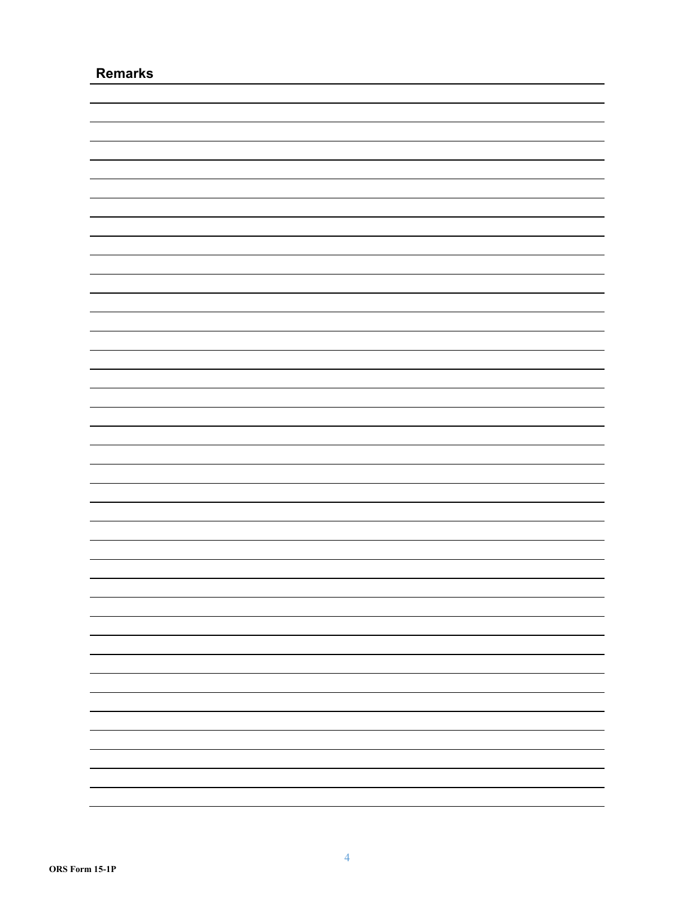## Remarks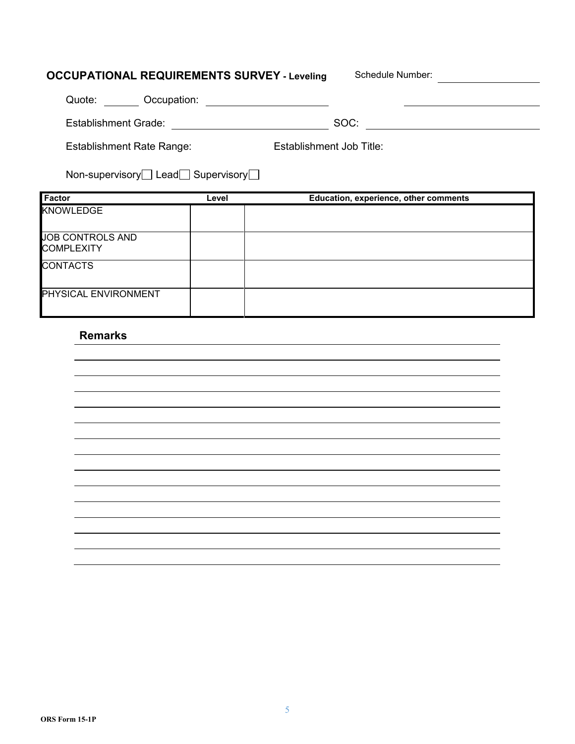**OCCUPATIONAL REQUIREMENTS SURVEY - Leveling** Schedule Number: ______________

Quote: ______ Occupation: ____________________ ____________________

Establishment Grade: ____________________ SOC: ____________________

Establishment Rate Range: Establishment Job Title:

Non-supervisory ☐ Lead ☐ Supervisory ☐

| Factor | Level | Education, experience, other comments |
|---|---|---|
| KNOWLEDGE | | |
| JOB CONTROLS AND COMPLEXITY | | |
| CONTACTS | | |
| PHYSICAL ENVIRONMENT | | |

**Remarks**

________________________________________________________________________

________________________________________________________________________

________________________________________________________________________

________________________________________________________________________

________________________________________________________________________

________________________________________________________________________

________________________________________________________________________

________________________________________________________________________

________________________________________________________________________

________________________________________________________________________

________________________________________________________________________

________________________________________________________________________

________________________________________________________________________

________________________________________________________________________

ORS Form 15-1P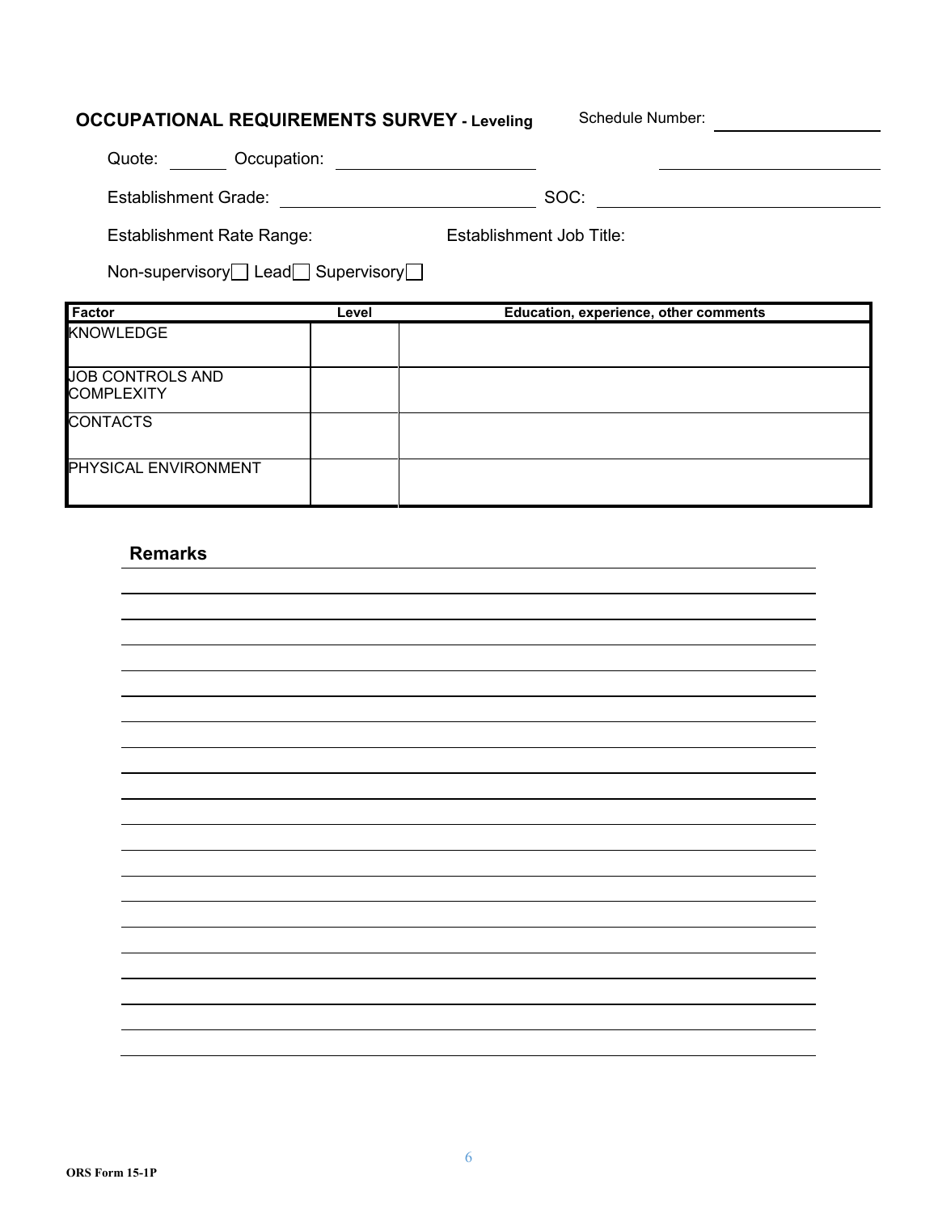**OCCUPATIONAL REQUIREMENTS SURVEY - Leveling** Schedule Number: ____________

Quote: ______ Occupation: ____________________ ____________________

Establishment Grade: ____________________ SOC: ____________________

Establishment Rate Range: Establishment Job Title:

Non-supervisory☐ Lead☐ Supervisory☐

| Factor | Level | Education, experience, other comments |
|---|---|---|
| KNOWLEDGE | | |
| JOB CONTROLS AND COMPLEXITY | | |
| CONTACTS | | |
| PHYSICAL ENVIRONMENT | | |

**Remarks**

ORS Form 15-1P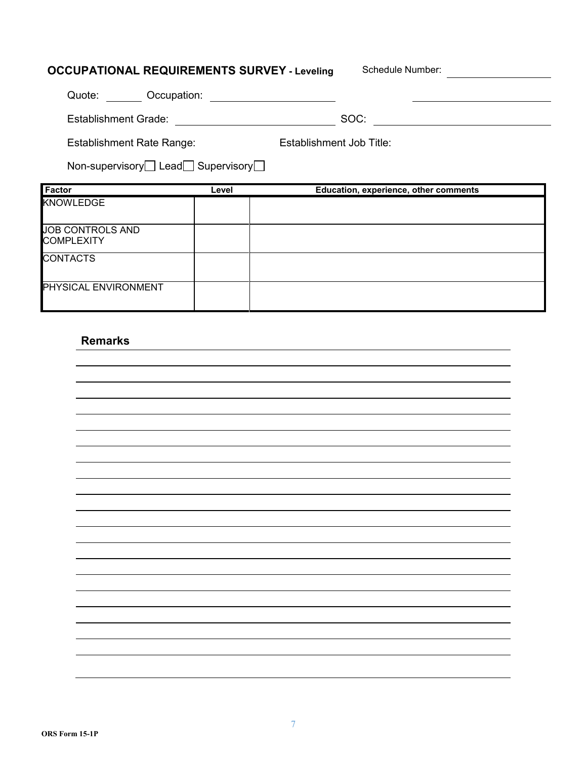## OCCUPATIONAL REQUIREMENTS SURVEY - Leveling

Schedule Number: ____________

Quote: ______ Occupation: ____________________ ____________________

Establishment Grade: ____________________ SOC: ____________________

Establishment Rate Range: Establishment Job Title:

Non-supervisory ☐ Lead ☐ Supervisory ☐

| Factor | Level | Education, experience, other comments |
|---|---|---|
| KNOWLEDGE | | |
| JOB CONTROLS AND COMPLEXITY | | |
| CONTACTS | | |
| PHYSICAL ENVIRONMENT | | |

### Remarks

ORS Form 15-1P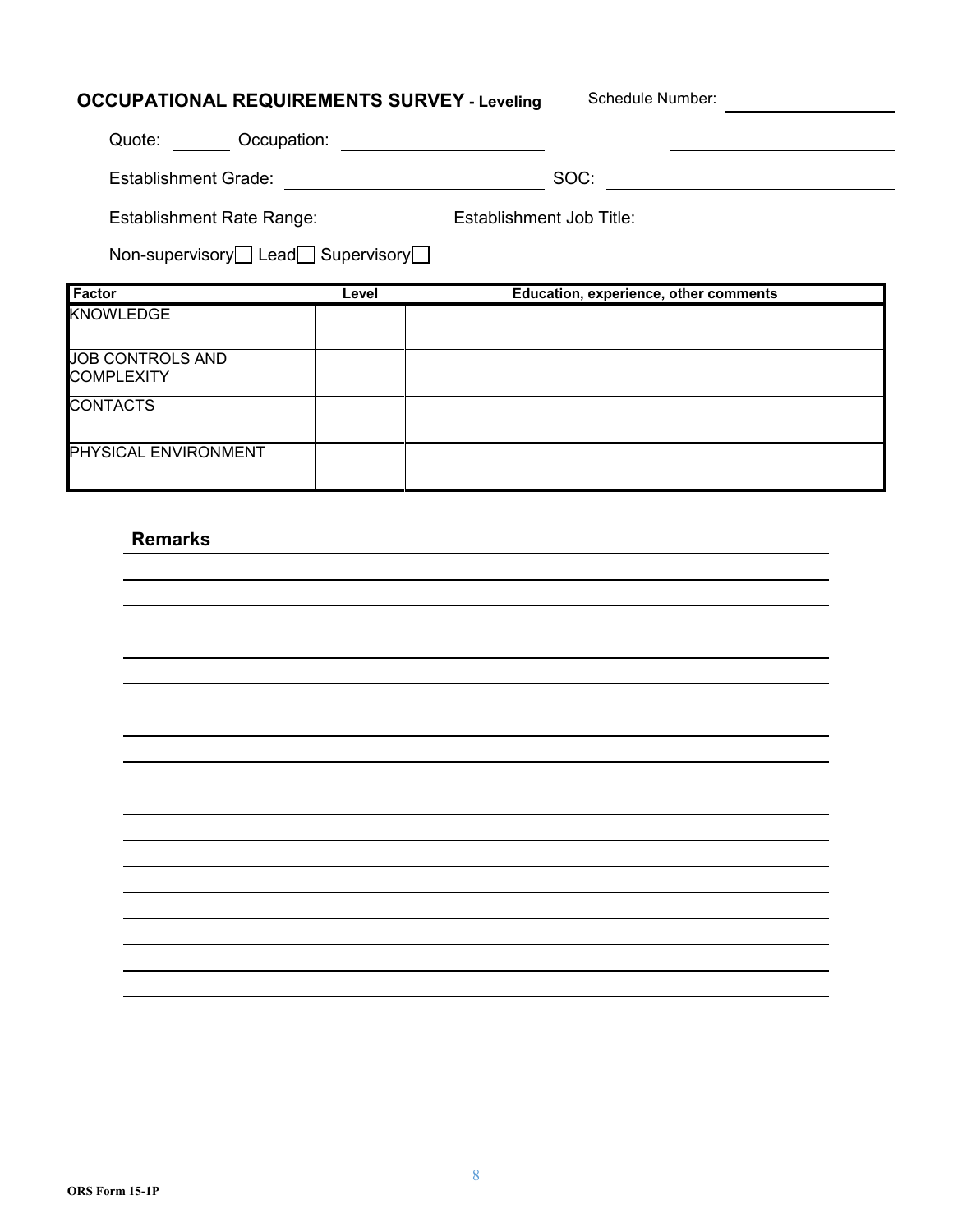## OCCUPATIONAL REQUIREMENTS SURVEY - Leveling

Schedule Number: ____________

Quote: ______ Occupation: ____________________ ____________________

Establishment Grade: ____________________ SOC: ____________________

Establishment Rate Range: Establishment Job Title:

Non-supervisory ☐ Lead ☐ Supervisory ☐

| Factor | Level | Education, experience, other comments |
|---|---|---|
| KNOWLEDGE | | |
| JOB CONTROLS AND COMPLEXITY | | |
| CONTACTS | | |
| PHYSICAL ENVIRONMENT | | |

### Remarks

ORS Form 15-1P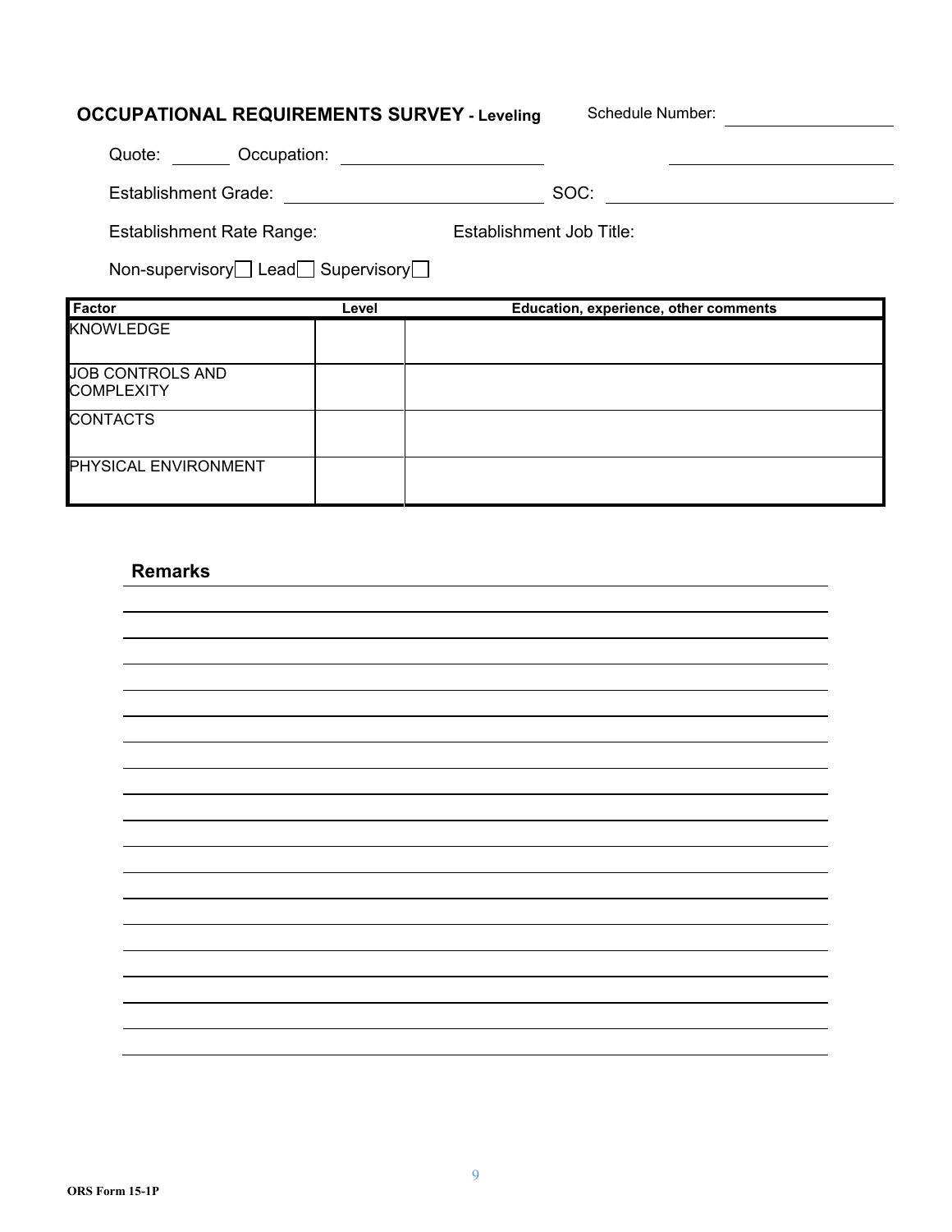## OCCUPATIONAL REQUIREMENTS SURVEY - Leveling

Schedule Number: ______________

Quote: _______ Occupation: ______________________ ______________________

Establishment Grade: ______________________ SOC: ______________________

Establishment Rate Range: Establishment Job Title:

Non-supervisory ☐ Lead ☐ Supervisory ☐

| Factor | Level | Education, experience, other comments |
|---|---|---|
| KNOWLEDGE | | |
| JOB CONTROLS AND COMPLEXITY | | |
| CONTACTS | | |
| PHYSICAL ENVIRONMENT | | |

### Remarks

______________________________________________________________________

______________________________________________________________________

______________________________________________________________________

______________________________________________________________________

______________________________________________________________________

______________________________________________________________________

______________________________________________________________________

______________________________________________________________________

______________________________________________________________________

______________________________________________________________________

______________________________________________________________________

______________________________________________________________________

______________________________________________________________________

______________________________________________________________________

______________________________________________________________________

______________________________________________________________________

______________________________________________________________________

______________________________________________________________________

ORS Form 15-1P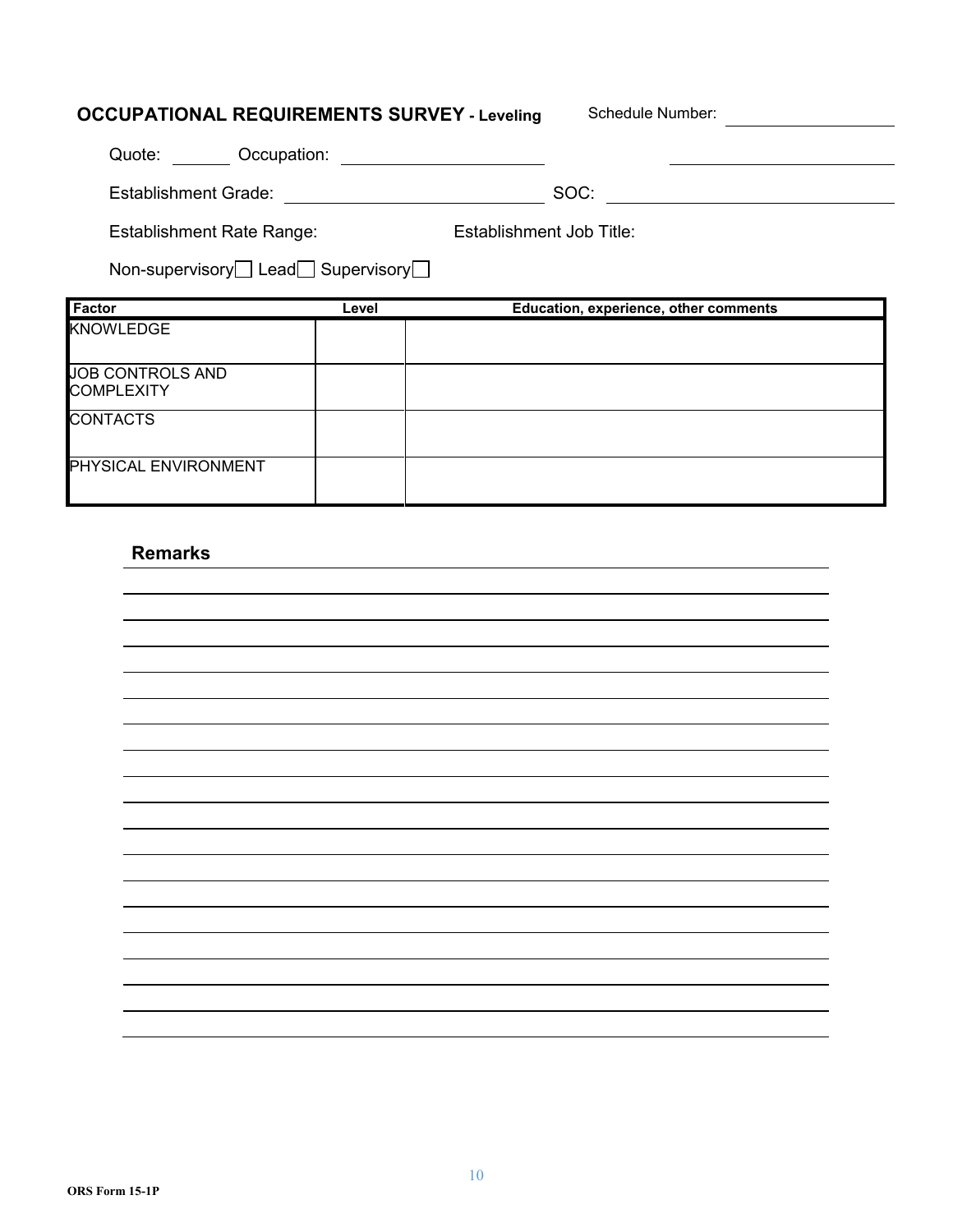**OCCUPATIONAL REQUIREMENTS SURVEY - Leveling** Schedule Number: ____________

Quote: ______ Occupation: ____________________ ____________________

Establishment Grade: ____________________ SOC: ____________________

Establishment Rate Range: Establishment Job Title:

Non-supervisory ☐ Lead ☐ Supervisory ☐

| Factor | Level | Education, experience, other comments |
|---|---|---|
| KNOWLEDGE | | |
| JOB CONTROLS AND COMPLEXITY | | |
| CONTACTS | | |
| PHYSICAL ENVIRONMENT | | |

**Remarks**

ORS Form 15-1P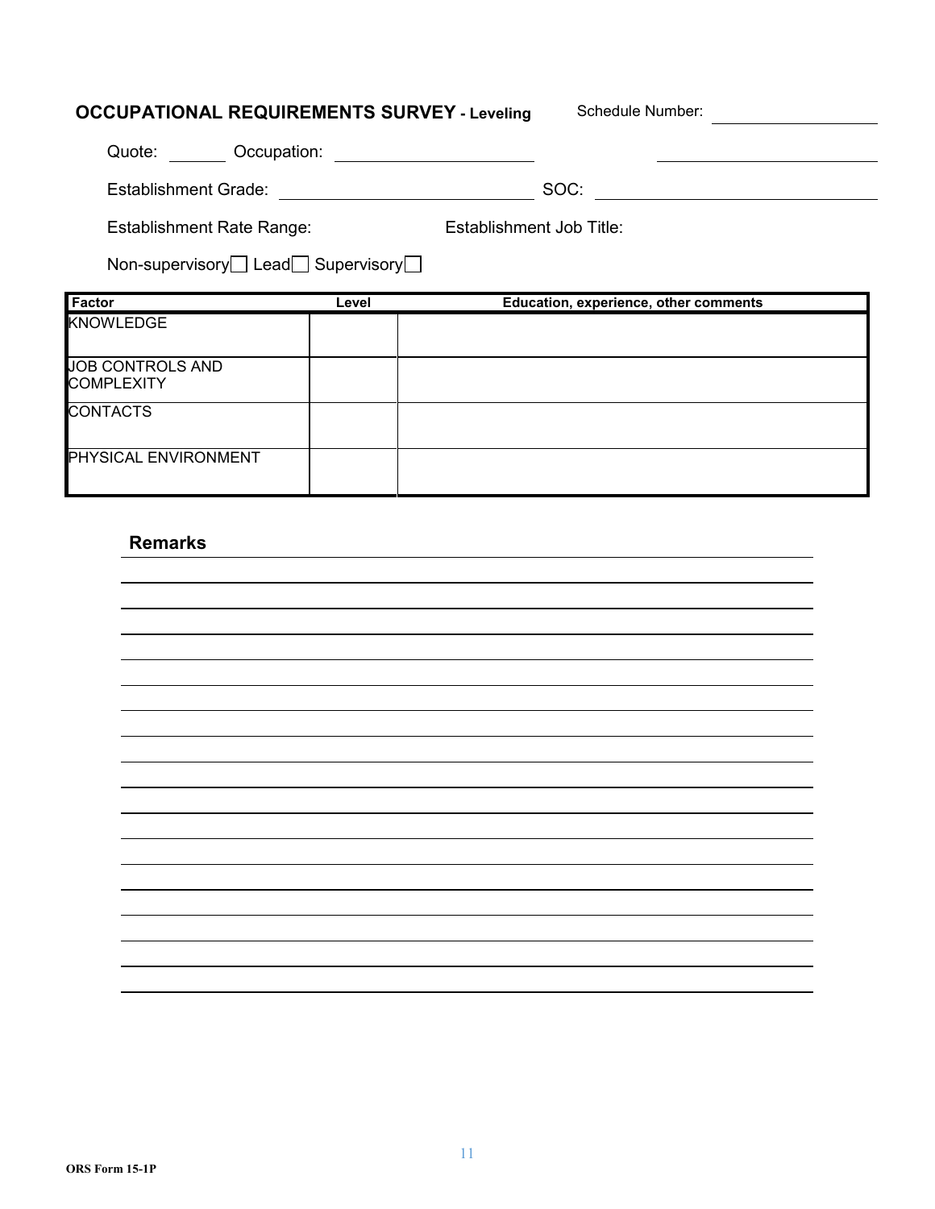**OCCUPATIONAL REQUIREMENTS SURVEY - Leveling** Schedule Number: ______________

Quote: ________ Occupation: ______________________ ______________________

Establishment Grade: ______________________ SOC: ______________________

Establishment Rate Range: Establishment Job Title:

Non-supervisory ☐ Lead ☐ Supervisory ☐

| Factor | Level | Education, experience, other comments |
|---|---|---|
| KNOWLEDGE | | |
| JOB CONTROLS AND COMPLEXITY | | |
| CONTACTS | | |
| PHYSICAL ENVIRONMENT | | |

**Remarks**

______________________________________________________________________

______________________________________________________________________

______________________________________________________________________

______________________________________________________________________

______________________________________________________________________

______________________________________________________________________

______________________________________________________________________

______________________________________________________________________

______________________________________________________________________

______________________________________________________________________

______________________________________________________________________

______________________________________________________________________

______________________________________________________________________

______________________________________________________________________

______________________________________________________________________

______________________________________________________________________

______________________________________________________________________

ORS Form 15-1P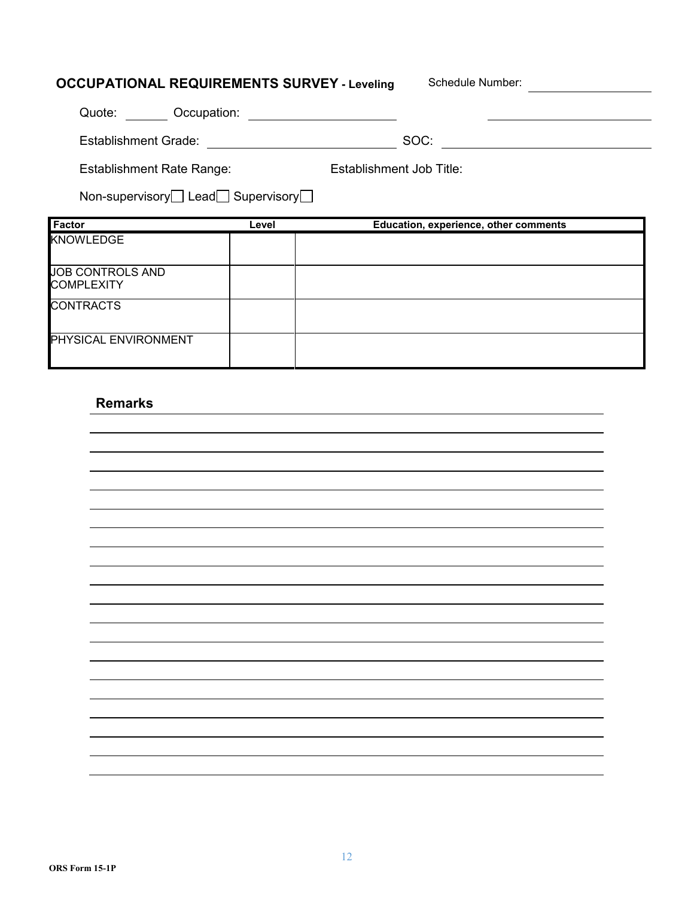## OCCUPATIONAL REQUIREMENTS SURVEY - Leveling

Schedule Number: ____________

Quote: ______ Occupation: ____________________ ____________________

Establishment Grade: ____________________ SOC: ____________________

Establishment Rate Range: Establishment Job Title:

Non-supervisory ☐ Lead ☐ Supervisory ☐

| Factor | Level | Education, experience, other comments |
|---|---|---|
| KNOWLEDGE | | |
| JOB CONTROLS AND COMPLEXITY | | |
| CONTRACTS | | |
| PHYSICAL ENVIRONMENT | | |

### Remarks

ORS Form 15-1P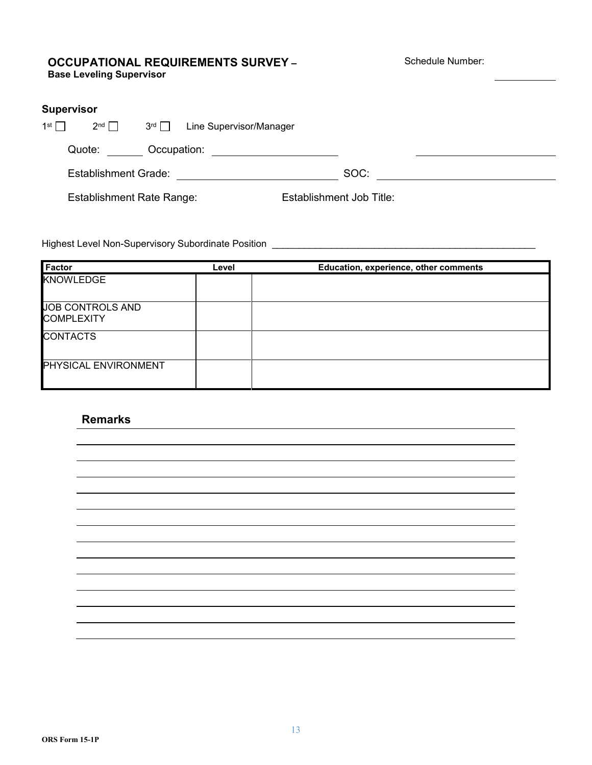## OCCUPATIONAL REQUIREMENTS SURVEY –

**Base Leveling Supervisor**

Schedule Number: ___________

### Supervisor

1st ☐ 2nd ☐ 3rd ☐ Line Supervisor/Manager

Quote: ______ Occupation: ____________________ ______________________

Establishment Grade: __________________________ SOC: ____________________________

Establishment Rate Range: Establishment Job Title:

Highest Level Non-Supervisory Subordinate Position ____________________________________________________

| Factor | Level | Education, experience, other comments |
|---|---|---|
| KNOWLEDGE | | |
| JOB CONTROLS AND COMPLEXITY | | |
| CONTACTS | | |
| PHYSICAL ENVIRONMENT | | |

### Remarks

______________________________________________________________________________

______________________________________________________________________________

______________________________________________________________________________

______________________________________________________________________________

______________________________________________________________________________

______________________________________________________________________________

______________________________________________________________________________

______________________________________________________________________________

______________________________________________________________________________

______________________________________________________________________________

______________________________________________________________________________

______________________________________________________________________________

______________________________________________________________________________

ORS Form 15-1P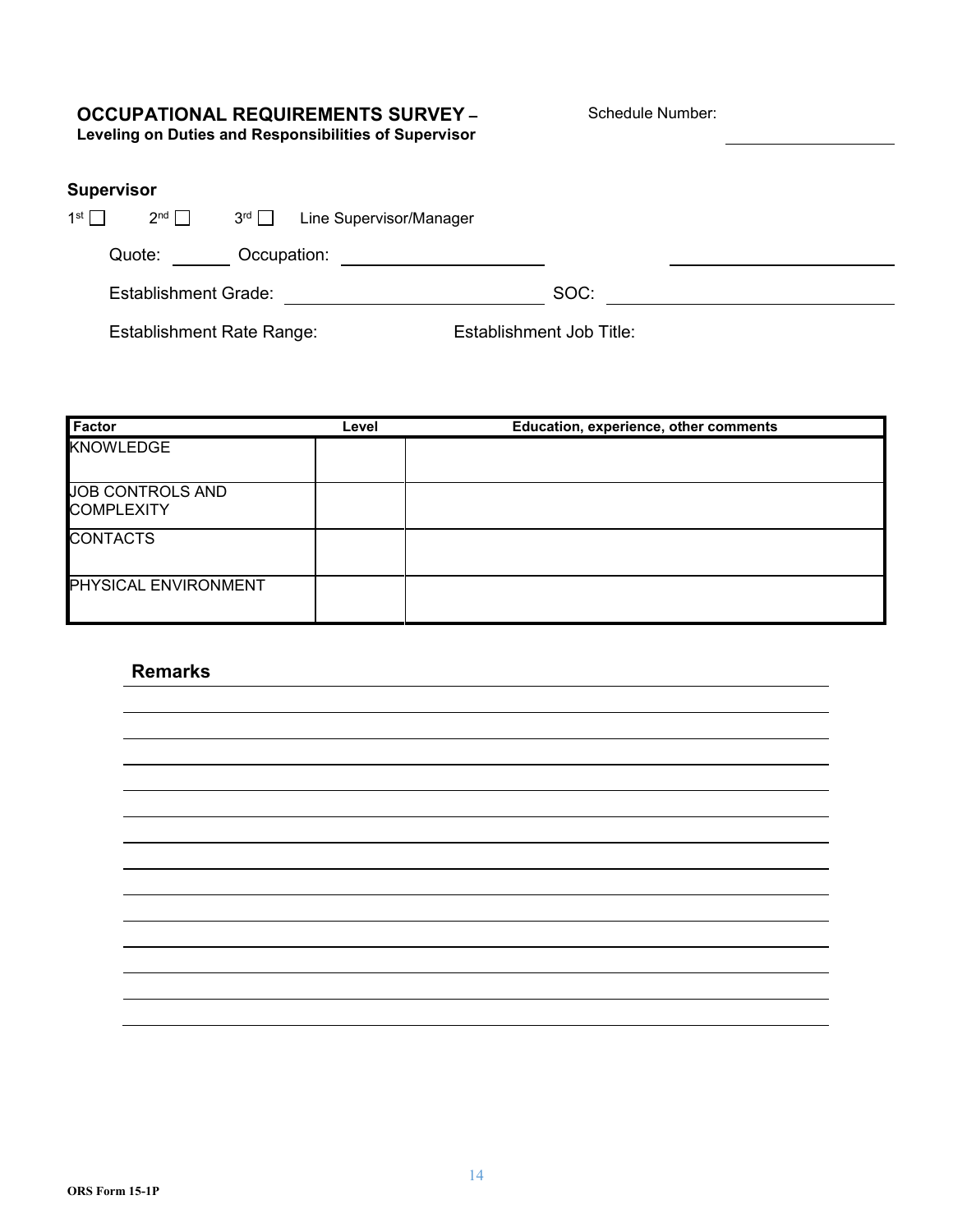## OCCUPATIONAL REQUIREMENTS SURVEY –
**Leveling on Duties and Responsibilities of Supervisor**

Schedule Number: ______________

### Supervisor

1st ☐ 2nd ☐ 3rd ☐ Line Supervisor/Manager

Quote: ______ Occupation: ____________________ ____________________

Establishment Grade: ____________________ SOC: ____________________

Establishment Rate Range: Establishment Job Title:

| Factor | Level | Education, experience, other comments |
| --- | --- | --- |
| KNOWLEDGE | | |
| JOB CONTROLS AND COMPLEXITY | | |
| CONTACTS | | |
| PHYSICAL ENVIRONMENT | | |

### Remarks

______________________________________________________________________

______________________________________________________________________

______________________________________________________________________

______________________________________________________________________

______________________________________________________________________

______________________________________________________________________

______________________________________________________________________

______________________________________________________________________

______________________________________________________________________

______________________________________________________________________

______________________________________________________________________

______________________________________________________________________

______________________________________________________________________

ORS Form 15-1P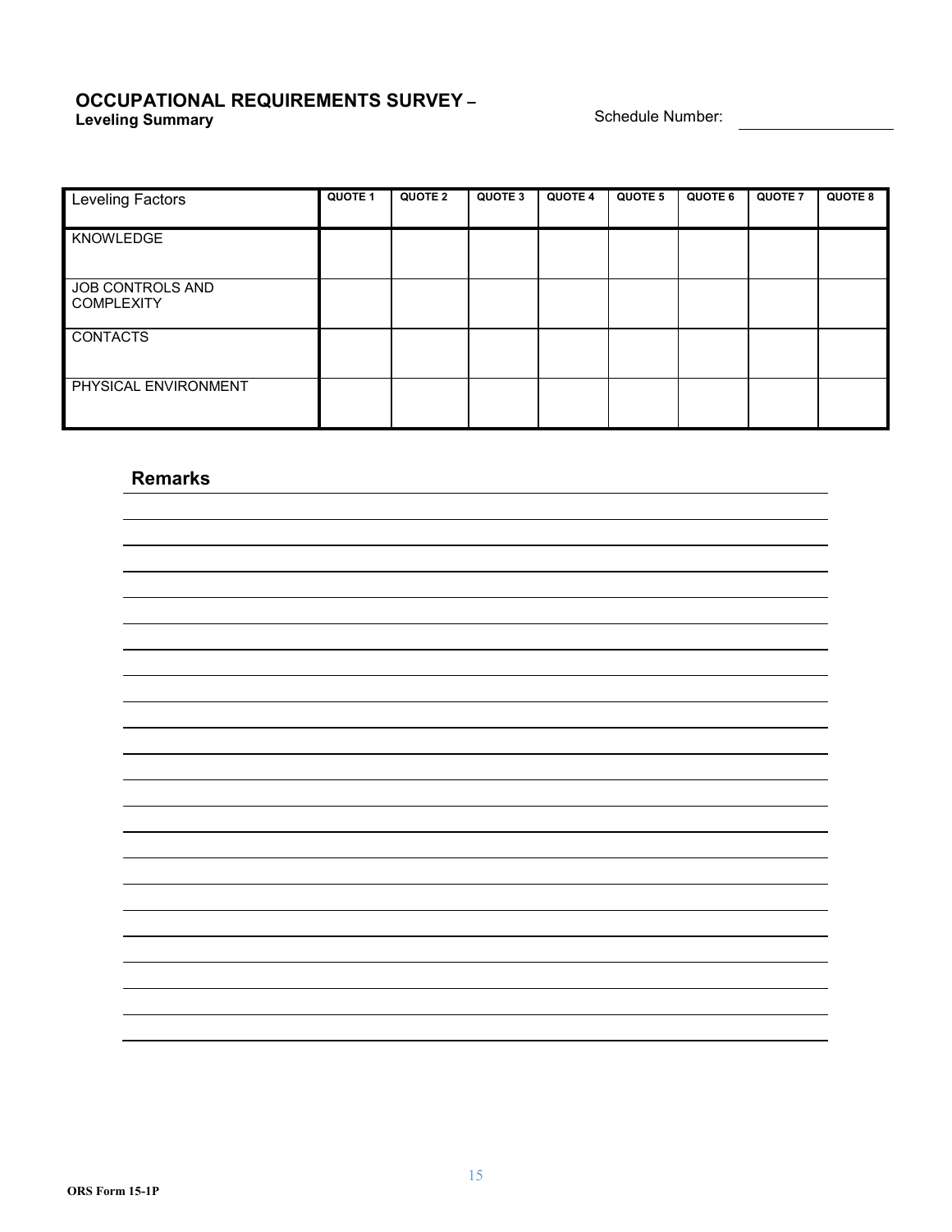## OCCUPATIONAL REQUIREMENTS SURVEY –

**Leveling Summary**

Schedule Number: ____________________

| Leveling Factors | QUOTE 1 | QUOTE 2 | QUOTE 3 | QUOTE 4 | QUOTE 5 | QUOTE 6 | QUOTE 7 | QUOTE 8 |
|---|---|---|---|---|---|---|---|---|
| KNOWLEDGE | | | | | | | | |
| JOB CONTROLS AND COMPLEXITY | | | | | | | | |
| CONTACTS | | | | | | | | |
| PHYSICAL ENVIRONMENT | | | | | | | | |

### Remarks

ORS Form 15-1P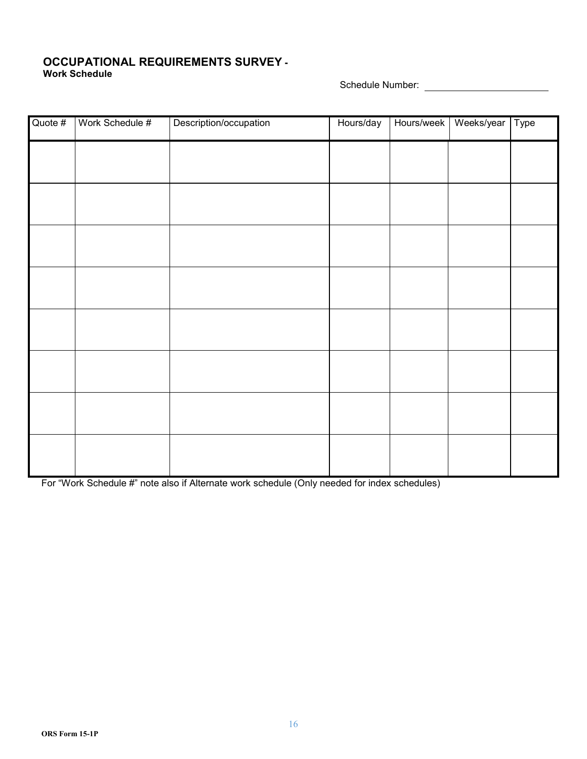**OCCUPATIONAL REQUIREMENTS SURVEY -**
**Work Schedule**

Schedule Number: ______________________

| Quote # | Work Schedule # | Description/occupation | Hours/day | Hours/week | Weeks/year | Type |
|---|---|---|---|---|---|---|
| | | | | | | |
| | | | | | | |
| | | | | | | |
| | | | | | | |
| | | | | | | |
| | | | | | | |
| | | | | | | |
| | | | | | | |

For "Work Schedule #" note also if Alternate work schedule (Only needed for index schedules)

ORS Form 15-1P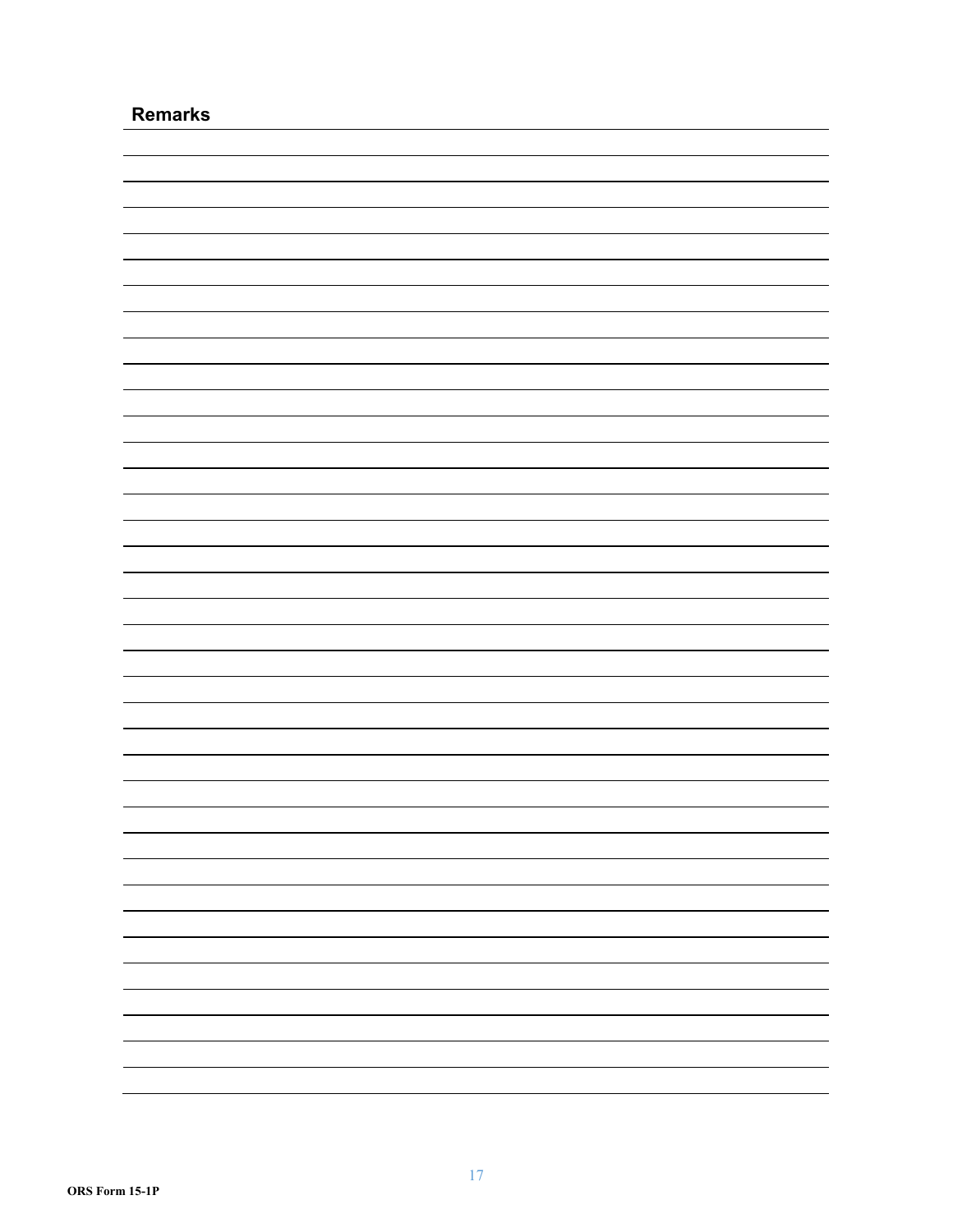## Remarks